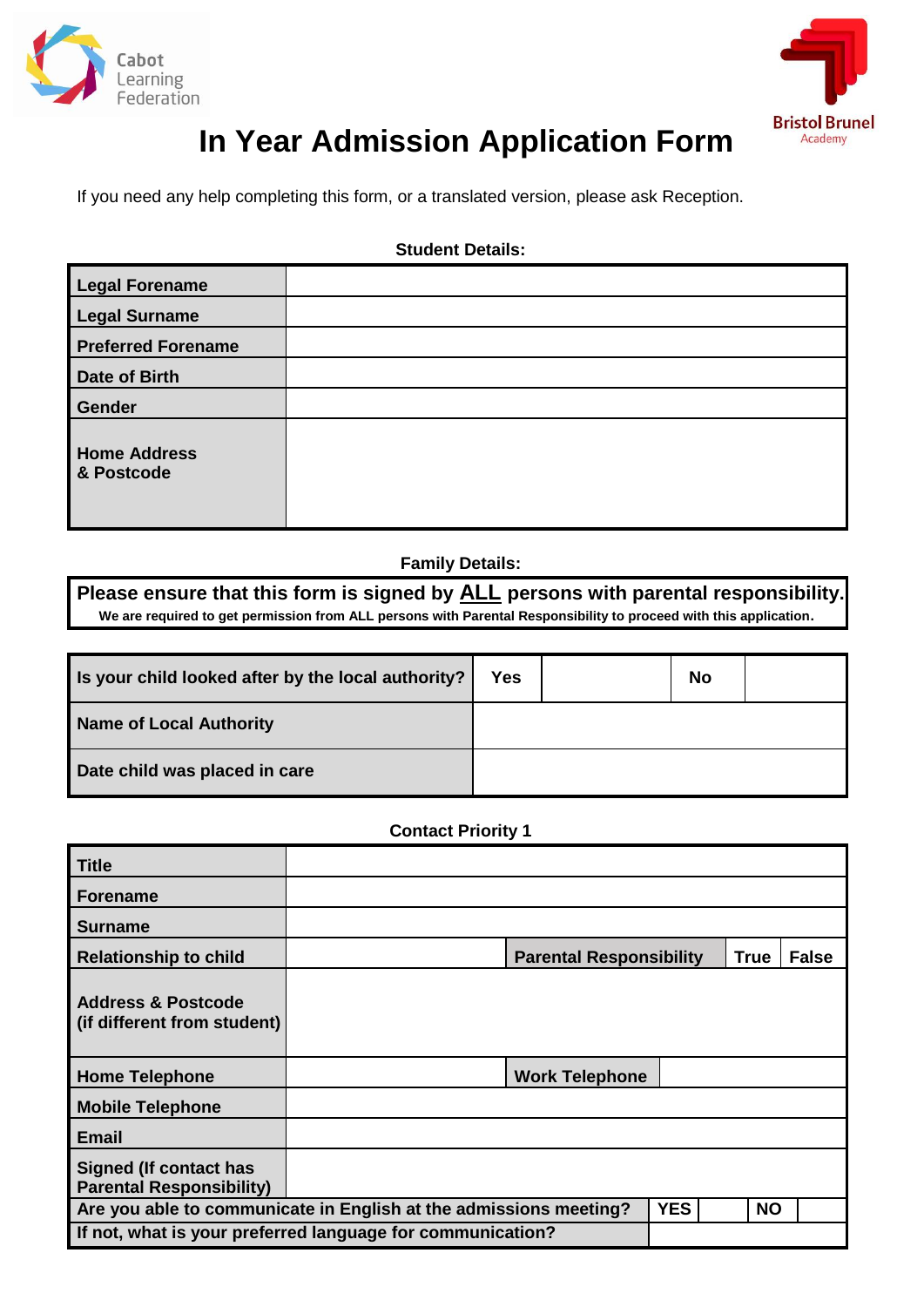Cabot Learning Federation

Bristol Brunel Academy

# In Year Admission Application Form

If you need any help completing this form, or a translated version, please ask Reception.

**Student Details:**

| | |
|---|---|
| **Legal Forename** | |
| **Legal Surname** | |
| **Preferred Forename** | |
| **Date of Birth** | |
| **Gender** | |
| **Home Address & Postcode** | |

**Family Details:**

**Please ensure that this form is signed by ALL persons with parental responsibility.**
**We are required to get permission from ALL persons with Parental Responsibility to proceed with this application.**

| | | | | |
|---|---|---|---|---|
| **Is your child looked after by the local authority?** | **Yes** | | **No** | |
| **Name of Local Authority** | | | | |
| **Date child was placed in care** | | | | |

**Contact Priority 1**

| | | | | | | |
|---|---|---|---|---|---|---|
| **Title** | | | | | | |
| **Forename** | | | | | | |
| **Surname** | | | | | | |
| **Relationship to child** | | **Parental Responsibility** | | **True** | **False** | |
| **Address & Postcode (if different from student)** | | | | | | |
| **Home Telephone** | | **Work Telephone** | | | | |
| **Mobile Telephone** | | | | | | |
| **Email** | | | | | | |
| **Signed (If contact has Parental Responsibility)** | | | | | | |
| **Are you able to communicate in English at the admissions meeting?** | | | **YES** | | **NO** | |
| **If not, what is your preferred language for communication?** | | | | | | |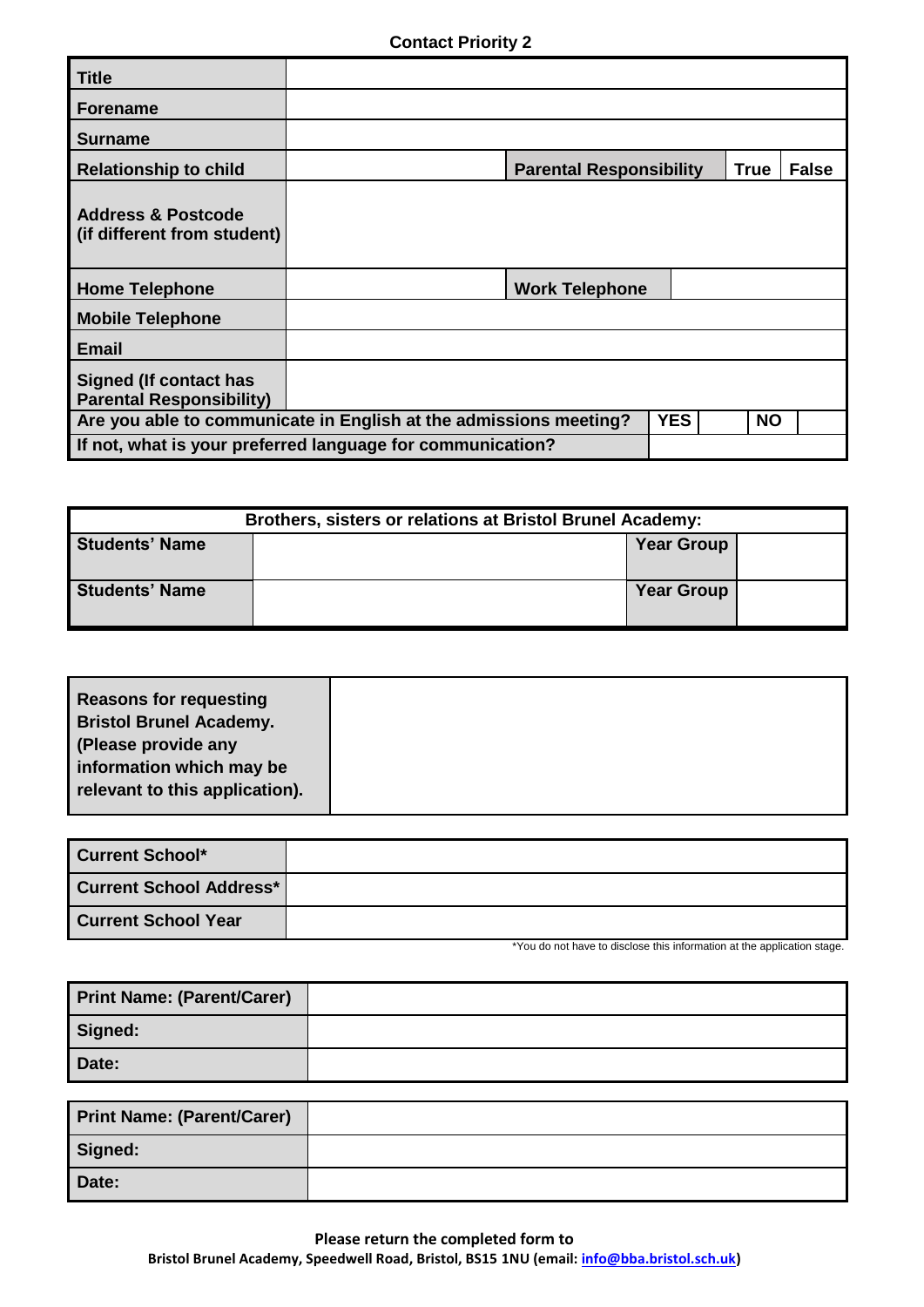**Contact Priority 2**

| Title | | | | | |
|---|---|---|---|---|---|
| **Forename** | | | | | |
| **Surname** | | | | | |
| **Relationship to child** | | **Parental Responsibility** | | **True** | **False** |
| **Address & Postcode (if different from student)** | | | | | |
| **Home Telephone** | | **Work Telephone** | | | |
| **Mobile Telephone** | | | | | |
| **Email** | | | | | |
| **Signed (If contact has Parental Responsibility)** | | | | | |
| **Are you able to communicate in English at the admissions meeting?** | | **YES** | | **NO** | |
| **If not, what is your preferred language for communication?** | | | | | |

| Brothers, sisters or relations at Bristol Brunel Academy: | | | |
|---|---|---|---|
| **Students' Name** | | **Year Group** | |
| **Students' Name** | | **Year Group** | |

| Reasons for requesting Bristol Brunel Academy. (Please provide any information which may be relevant to this application). | |
|---|---|

| Current School* | |
|---|---|
| **Current School Address*** | |
| **Current School Year** | |

*You do not have to disclose this information at the application stage.

| Print Name: (Parent/Carer) | |
|---|---|
| **Signed:** | |
| **Date:** | |

| Print Name: (Parent/Carer) | |
|---|---|
| **Signed:** | |
| **Date:** | |

**Please return the completed form to**
**Bristol Brunel Academy, Speedwell Road, Bristol, BS15 1NU (email: info@bba.bristol.sch.uk)**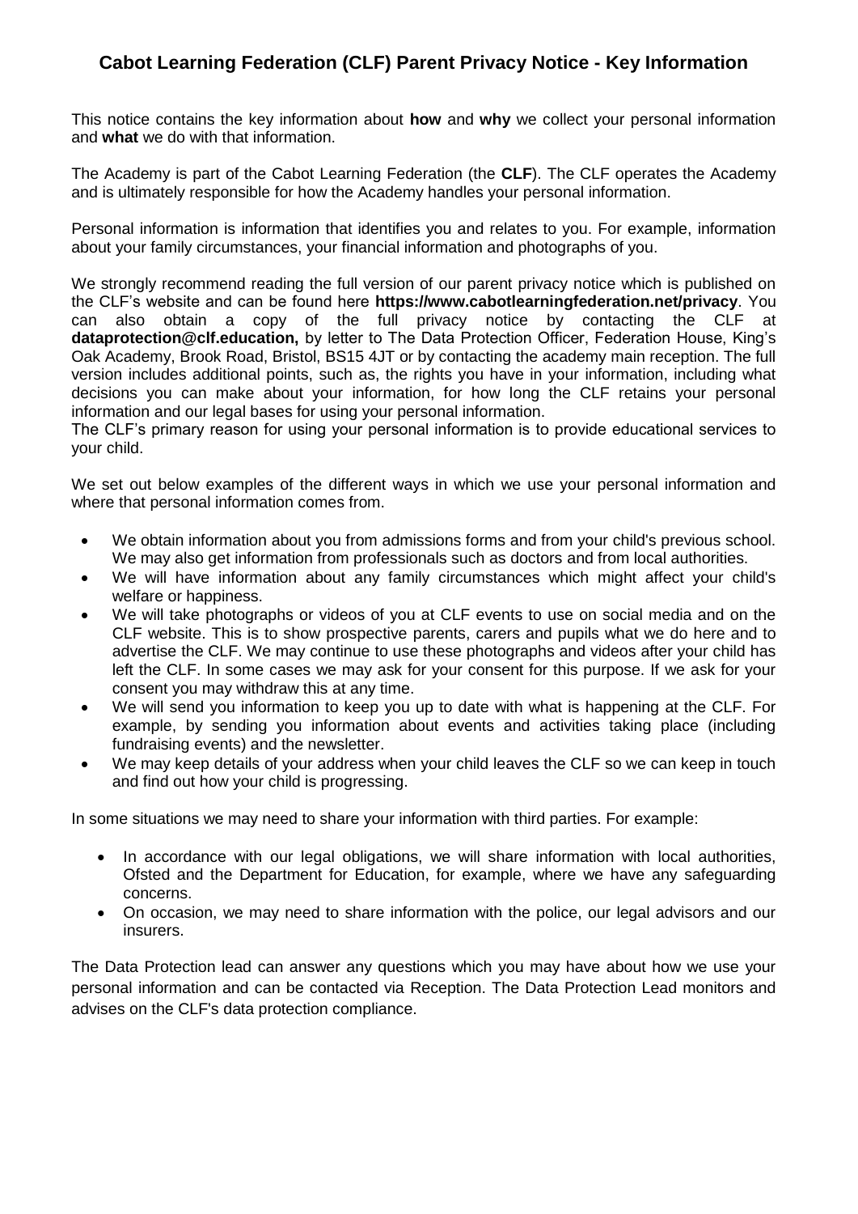# Cabot Learning Federation (CLF) Parent Privacy Notice - Key Information

This notice contains the key information about **how** and **why** we collect your personal information and **what** we do with that information.

The Academy is part of the Cabot Learning Federation (the **CLF**). The CLF operates the Academy and is ultimately responsible for how the Academy handles your personal information.

Personal information is information that identifies you and relates to you. For example, information about your family circumstances, your financial information and photographs of you.

We strongly recommend reading the full version of our parent privacy notice which is published on the CLF's website and can be found here **https://www.cabotlearningfederation.net/privacy**. You can also obtain a copy of the full privacy notice by contacting the CLF at **dataprotection@clf.education,** by letter to The Data Protection Officer, Federation House, King's Oak Academy, Brook Road, Bristol, BS15 4JT or by contacting the academy main reception. The full version includes additional points, such as, the rights you have in your information, including what decisions you can make about your information, for how long the CLF retains your personal information and our legal bases for using your personal information.

The CLF's primary reason for using your personal information is to provide educational services to your child.

We set out below examples of the different ways in which we use your personal information and where that personal information comes from.

- We obtain information about you from admissions forms and from your child's previous school. We may also get information from professionals such as doctors and from local authorities.
- We will have information about any family circumstances which might affect your child's welfare or happiness.
- We will take photographs or videos of you at CLF events to use on social media and on the CLF website. This is to show prospective parents, carers and pupils what we do here and to advertise the CLF. We may continue to use these photographs and videos after your child has left the CLF. In some cases we may ask for your consent for this purpose. If we ask for your consent you may withdraw this at any time.
- We will send you information to keep you up to date with what is happening at the CLF. For example, by sending you information about events and activities taking place (including fundraising events) and the newsletter.
- We may keep details of your address when your child leaves the CLF so we can keep in touch and find out how your child is progressing.

In some situations we may need to share your information with third parties. For example:

- In accordance with our legal obligations, we will share information with local authorities, Ofsted and the Department for Education, for example, where we have any safeguarding concerns.
- On occasion, we may need to share information with the police, our legal advisors and our insurers.

The Data Protection lead can answer any questions which you may have about how we use your personal information and can be contacted via Reception. The Data Protection Lead monitors and advises on the CLF's data protection compliance.